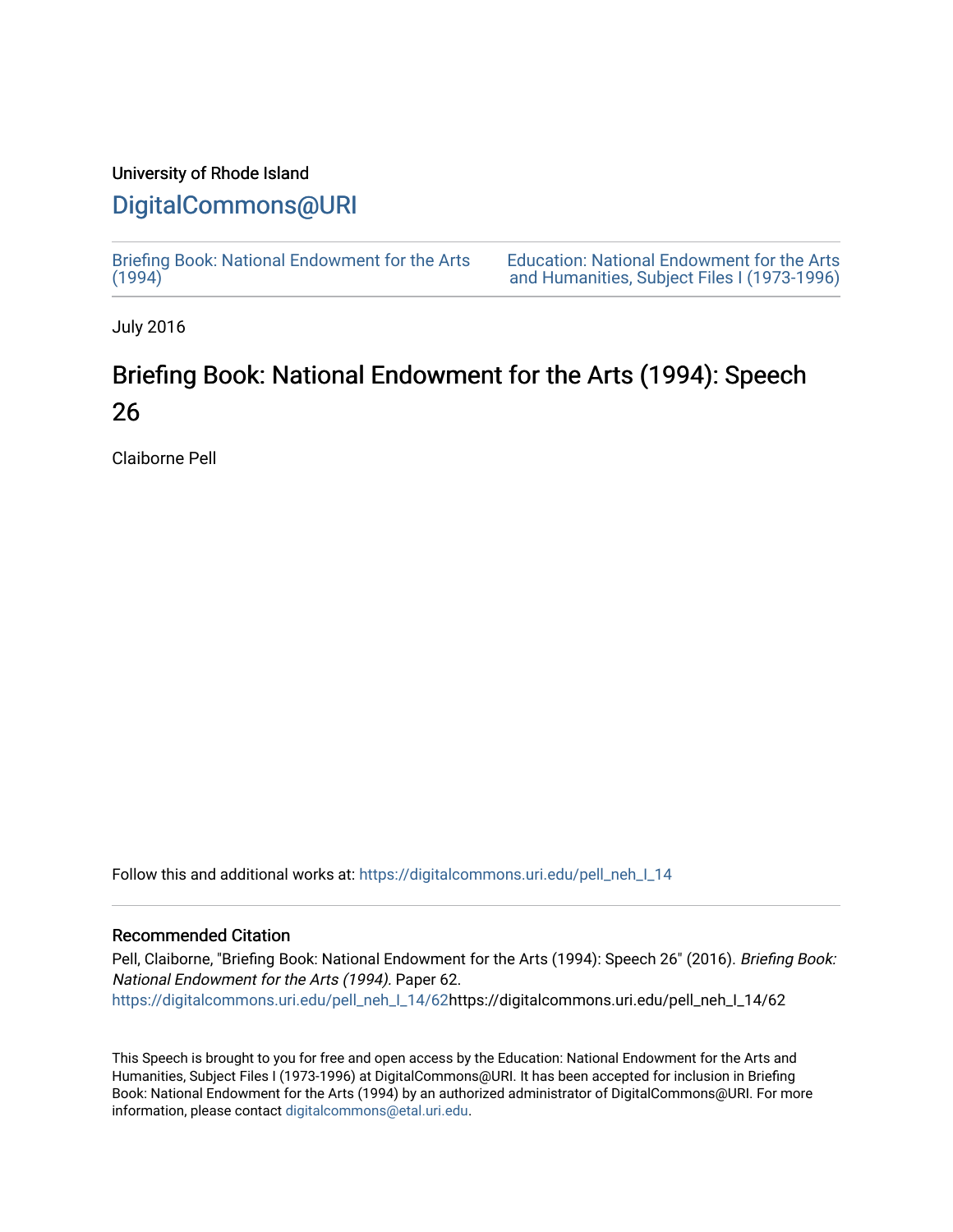University of Rhode Island

# DigitalCommons@URI

Briefing Book: National Endowment for the Arts (1994)

Education: National Endowment for the Arts and Humanities, Subject Files I (1973-1996)

July 2016

## Briefing Book: National Endowment for the Arts (1994): Speech 26

Claiborne Pell

Follow this and additional works at: https://digitalcommons.uri.edu/pell_neh_I_14

### Recommended Citation

Pell, Claiborne, "Briefing Book: National Endowment for the Arts (1994): Speech 26" (2016). *Briefing Book: National Endowment for the Arts (1994)*. Paper 62.
https://digitalcommons.uri.edu/pell_neh_I_14/62https://digitalcommons.uri.edu/pell_neh_I_14/62

This Speech is brought to you for free and open access by the Education: National Endowment for the Arts and Humanities, Subject Files I (1973-1996) at DigitalCommons@URI. It has been accepted for inclusion in Briefing Book: National Endowment for the Arts (1994) by an authorized administrator of DigitalCommons@URI. For more information, please contact digitalcommons@etal.uri.edu.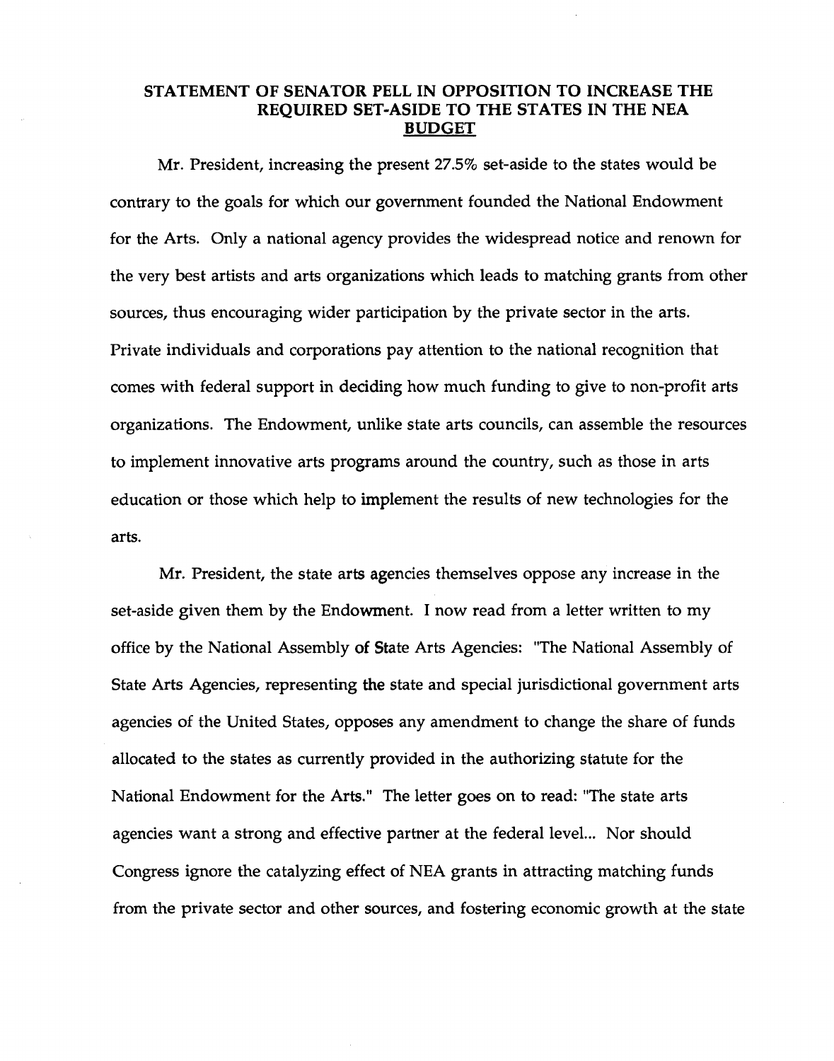## STATEMENT OF SENATOR PELL IN OPPOSITION TO INCREASE THE REQUIRED SET-ASIDE TO THE STATES IN THE NEA BUDGET

Mr. President, increasing the present 27.5% set-aside to the states would be contrary to the goals for which our government founded the National Endowment for the Arts. Only a national agency provides the widespread notice and renown for the very best artists and arts organizations which leads to matching grants from other sources, thus encouraging wider participation by the private sector in the arts. Private individuals and corporations pay attention to the national recognition that comes with federal support in deciding how much funding to give to non-profit arts organizations. The Endowment, unlike state arts councils, can assemble the resources to implement innovative arts programs around the country, such as those in arts education or those which help to implement the results of new technologies for the arts.

Mr. President, the state arts agencies themselves oppose any increase in the set-aside given them by the Endowment. I now read from a letter written to my office by the National Assembly of State Arts Agencies: "The National Assembly of State Arts Agencies, representing the state and special jurisdictional government arts agencies of the United States, opposes any amendment to change the share of funds allocated to the states as currently provided in the authorizing statute for the National Endowment for the Arts." The letter goes on to read: "The state arts agencies want a strong and effective partner at the federal level... Nor should Congress ignore the catalyzing effect of NEA grants in attracting matching funds from the private sector and other sources, and fostering economic growth at the state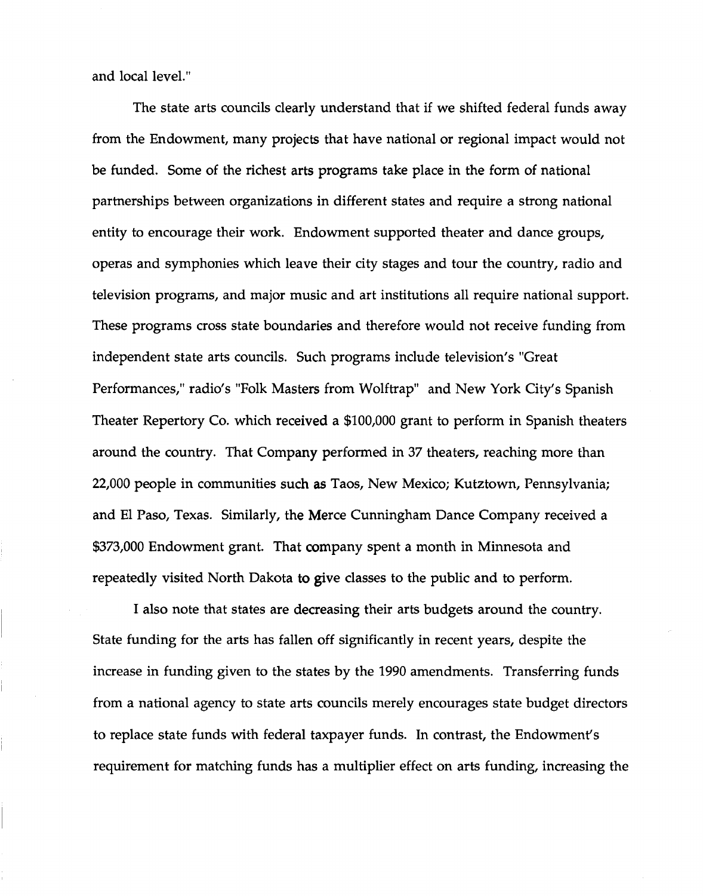and local level."

The state arts councils clearly understand that if we shifted federal funds away from the Endowment, many projects that have national or regional impact would not be funded. Some of the richest arts programs take place in the form of national partnerships between organizations in different states and require a strong national entity to encourage their work. Endowment supported theater and dance groups, operas and symphonies which leave their city stages and tour the country, radio and television programs, and major music and art institutions all require national support. These programs cross state boundaries and therefore would not receive funding from independent state arts councils. Such programs include television's "Great Performances," radio's "Folk Masters from Wolftrap" and New York City's Spanish Theater Repertory Co. which received a $100,000 grant to perform in Spanish theaters around the country. That Company performed in 37 theaters, reaching more than 22,000 people in communities such as Taos, New Mexico; Kutztown, Pennsylvania; and El Paso, Texas. Similarly, the Merce Cunningham Dance Company received a $373,000 Endowment grant. That company spent a month in Minnesota and repeatedly visited North Dakota to give classes to the public and to perform.

I also note that states are decreasing their arts budgets around the country. State funding for the arts has fallen off significantly in recent years, despite the increase in funding given to the states by the 1990 amendments. Transferring funds from a national agency to state arts councils merely encourages state budget directors to replace state funds with federal taxpayer funds. In contrast, the Endowment's requirement for matching funds has a multiplier effect on arts funding, increasing the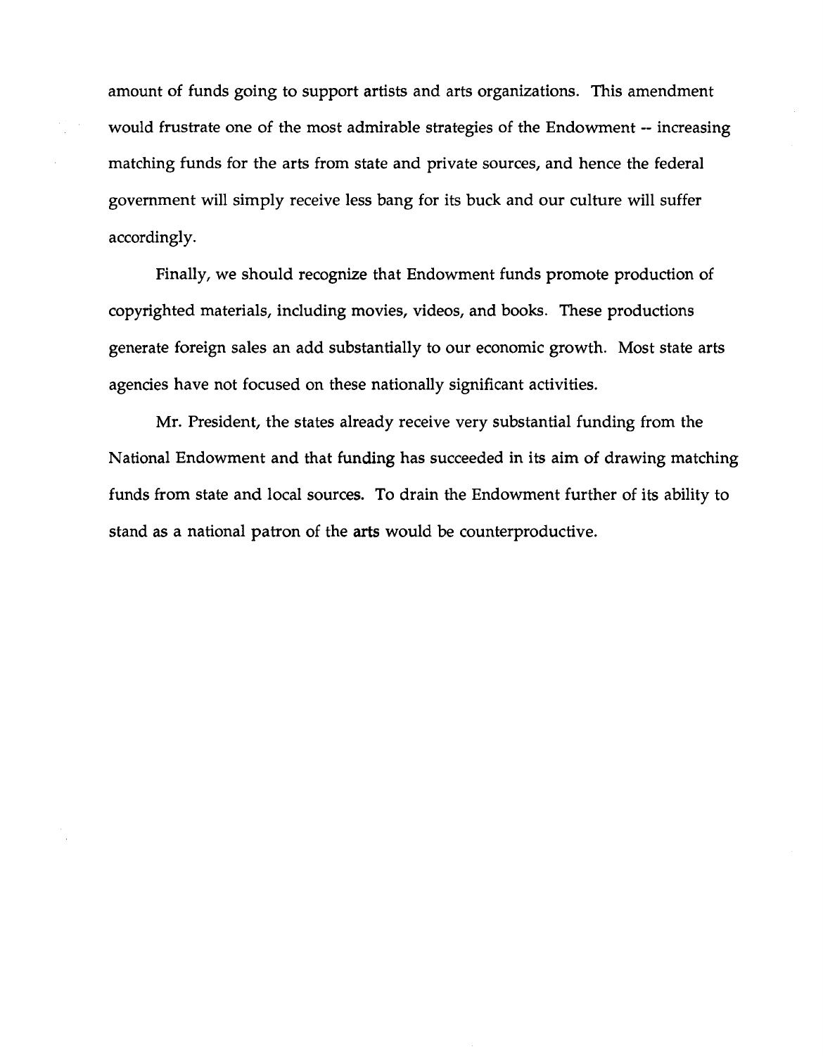amount of funds going to support artists and arts organizations. This amendment would frustrate one of the most admirable strategies of the Endowment -- increasing matching funds for the arts from state and private sources, and hence the federal government will simply receive less bang for its buck and our culture will suffer accordingly.

Finally, we should recognize that Endowment funds promote production of copyrighted materials, including movies, videos, and books. These productions generate foreign sales an add substantially to our economic growth. Most state arts agencies have not focused on these nationally significant activities.

Mr. President, the states already receive very substantial funding from the National Endowment and that funding has succeeded in its aim of drawing matching funds from state and local sources. To drain the Endowment further of its ability to stand as a national patron of the arts would be counterproductive.